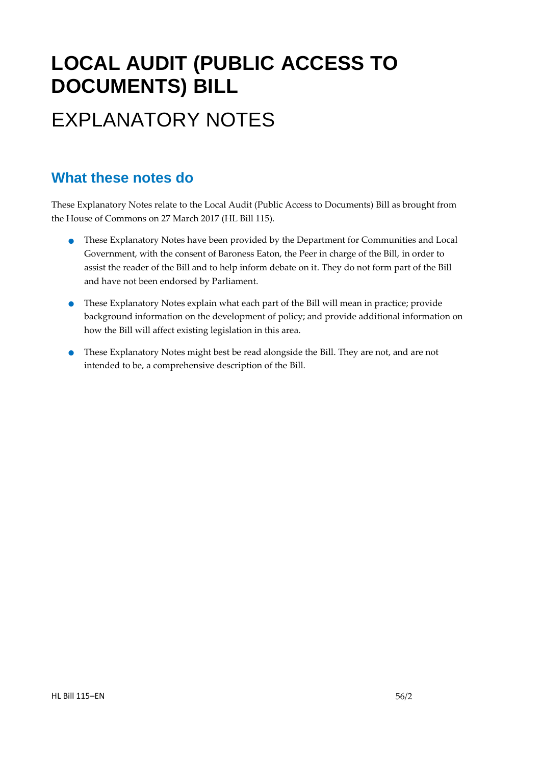# LOCAL AUDIT (PUBLIC ACCESS TO DOCUMENTS) BILL

# EXPLANATORY NOTES

## What these notes do

These Explanatory Notes relate to the Local Audit (Public Access to Documents) Bill as brought from the House of Commons on 27 March 2017 (HL Bill 115).

- These Explanatory Notes have been provided by the Department for Communities and Local Government, with the consent of Baroness Eaton, the Peer in charge of the Bill, in order to assist the reader of the Bill and to help inform debate on it. They do not form part of the Bill and have not been endorsed by Parliament.
- These Explanatory Notes explain what each part of the Bill will mean in practice; provide background information on the development of policy; and provide additional information on how the Bill will affect existing legislation in this area.
- These Explanatory Notes might best be read alongside the Bill. They are not, and are not intended to be, a comprehensive description of the Bill.

HL Bill 115–EN 56/2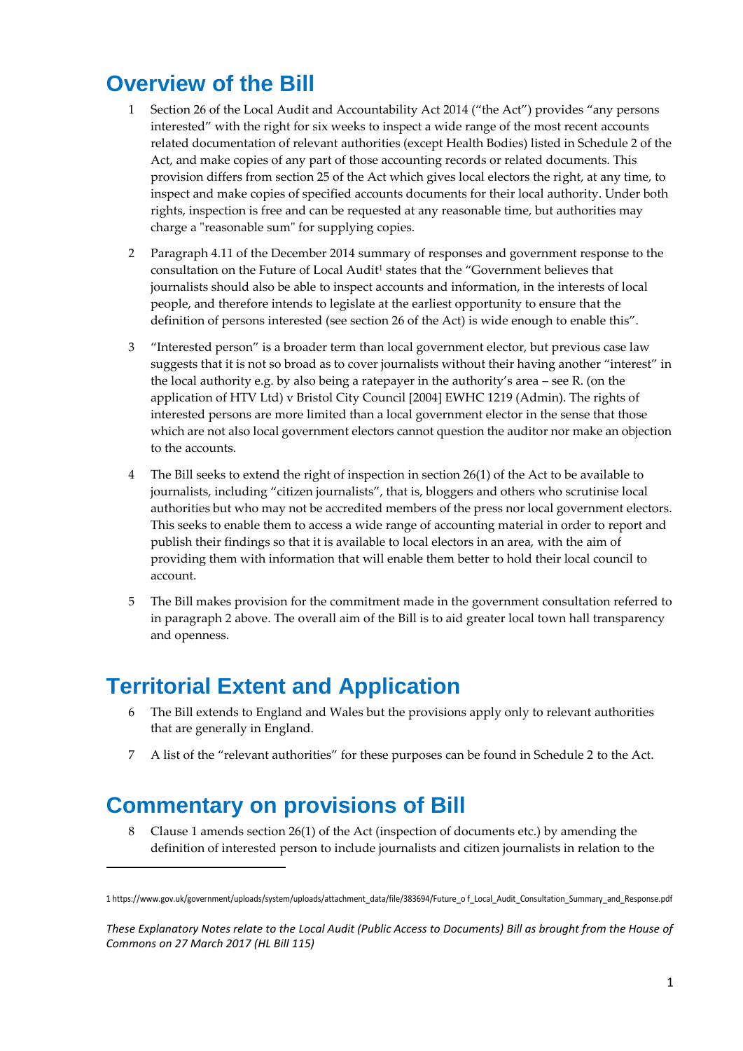# Overview of the Bill

1. Section 26 of the Local Audit and Accountability Act 2014 ("the Act") provides "any persons interested" with the right for six weeks to inspect a wide range of the most recent accounts related documentation of relevant authorities (except Health Bodies) listed in Schedule 2 of the Act, and make copies of any part of those accounting records or related documents. This provision differs from section 25 of the Act which gives local electors the right, at any time, to inspect and make copies of specified accounts documents for their local authority. Under both rights, inspection is free and can be requested at any reasonable time, but authorities may charge a "reasonable sum" for supplying copies.

2. Paragraph 4.11 of the December 2014 summary of responses and government response to the consultation on the Future of Local Audit[1] states that the "Government believes that journalists should also be able to inspect accounts and information, in the interests of local people, and therefore intends to legislate at the earliest opportunity to ensure that the definition of persons interested (see section 26 of the Act) is wide enough to enable this".

3. "Interested person" is a broader term than local government elector, but previous case law suggests that it is not so broad as to cover journalists without their having another "interest" in the local authority e.g. by also being a ratepayer in the authority's area – see R. (on the application of HTV Ltd) v Bristol City Council [2004] EWHC 1219 (Admin). The rights of interested persons are more limited than a local government elector in the sense that those which are not also local government electors cannot question the auditor nor make an objection to the accounts.

4. The Bill seeks to extend the right of inspection in section 26(1) of the Act to be available to journalists, including "citizen journalists", that is, bloggers and others who scrutinise local authorities but who may not be accredited members of the press nor local government electors. This seeks to enable them to access a wide range of accounting material in order to report and publish their findings so that it is available to local electors in an area, with the aim of providing them with information that will enable them better to hold their local council to account.

5. The Bill makes provision for the commitment made in the government consultation referred to in paragraph 2 above. The overall aim of the Bill is to aid greater local town hall transparency and openness.

# Territorial Extent and Application

6. The Bill extends to England and Wales but the provisions apply only to relevant authorities that are generally in England.

7. A list of the "relevant authorities" for these purposes can be found in Schedule 2 to the Act.

# Commentary on provisions of Bill

8. Clause 1 amends section 26(1) of the Act (inspection of documents etc.) by amending the definition of interested person to include journalists and citizen journalists in relation to the

---

1 https://www.gov.uk/government/uploads/system/uploads/attachment_data/file/383694/Future_o f_Local_Audit_Consultation_Summary_and_Response.pdf

*These Explanatory Notes relate to the Local Audit (Public Access to Documents) Bill as brought from the House of Commons on 27 March 2017 (HL Bill 115)*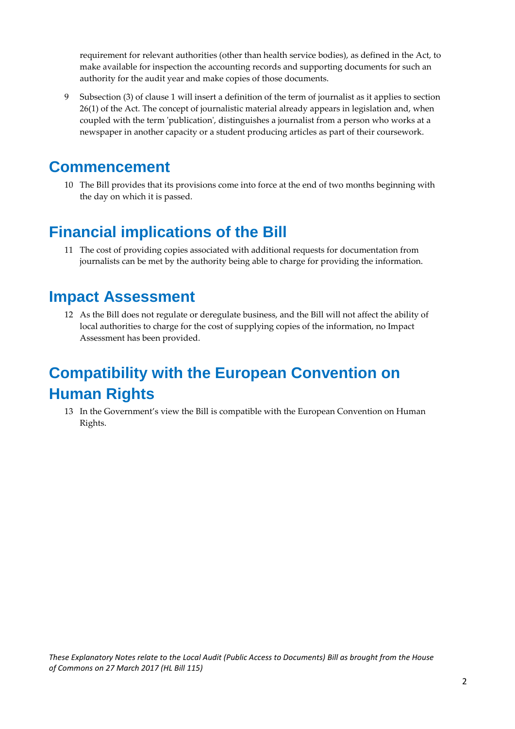requirement for relevant authorities (other than health service bodies), as defined in the Act, to make available for inspection the accounting records and supporting documents for such an authority for the audit year and make copies of those documents.

9 Subsection (3) of clause 1 will insert a definition of the term of journalist as it applies to section 26(1) of the Act. The concept of journalistic material already appears in legislation and, when coupled with the term 'publication', distinguishes a journalist from a person who works at a newspaper in another capacity or a student producing articles as part of their coursework.

# Commencement

10 The Bill provides that its provisions come into force at the end of two months beginning with the day on which it is passed.

# Financial implications of the Bill

11 The cost of providing copies associated with additional requests for documentation from journalists can be met by the authority being able to charge for providing the information.

# Impact Assessment

12 As the Bill does not regulate or deregulate business, and the Bill will not affect the ability of local authorities to charge for the cost of supplying copies of the information, no Impact Assessment has been provided.

# Compatibility with the European Convention on Human Rights

13 In the Government's view the Bill is compatible with the European Convention on Human Rights.

*These Explanatory Notes relate to the Local Audit (Public Access to Documents) Bill as brought from the House of Commons on 27 March 2017 (HL Bill 115)*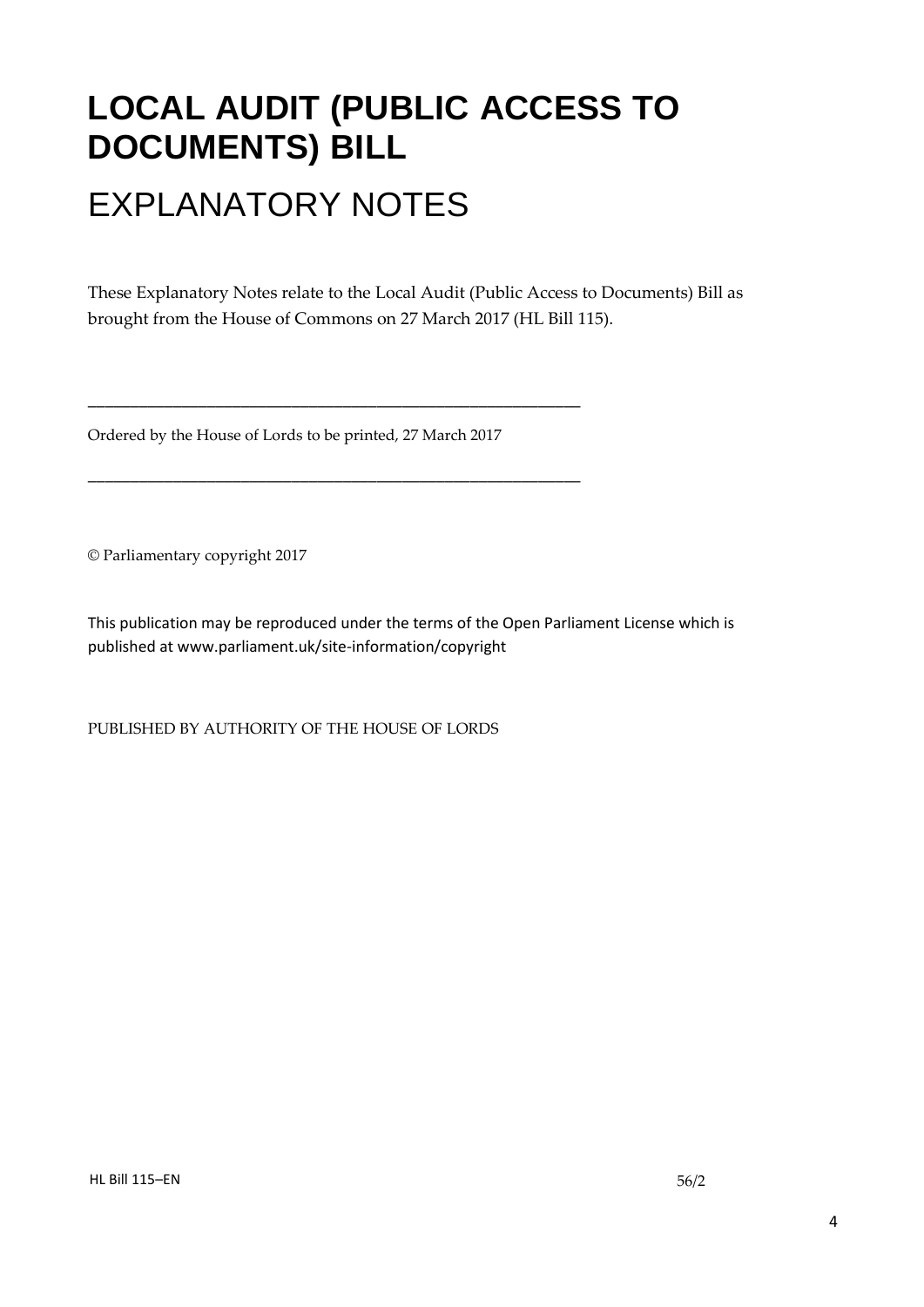# LOCAL AUDIT (PUBLIC ACCESS TO DOCUMENTS) BILL

# EXPLANATORY NOTES

These Explanatory Notes relate to the Local Audit (Public Access to Documents) Bill as brought from the House of Commons on 27 March 2017 (HL Bill 115).

---

Ordered by the House of Lords to be printed, 27 March 2017

---

© Parliamentary copyright 2017

This publication may be reproduced under the terms of the Open Parliament License which is published at www.parliament.uk/site-information/copyright

PUBLISHED BY AUTHORITY OF THE HOUSE OF LORDS

HL Bill 115–EN 56/2